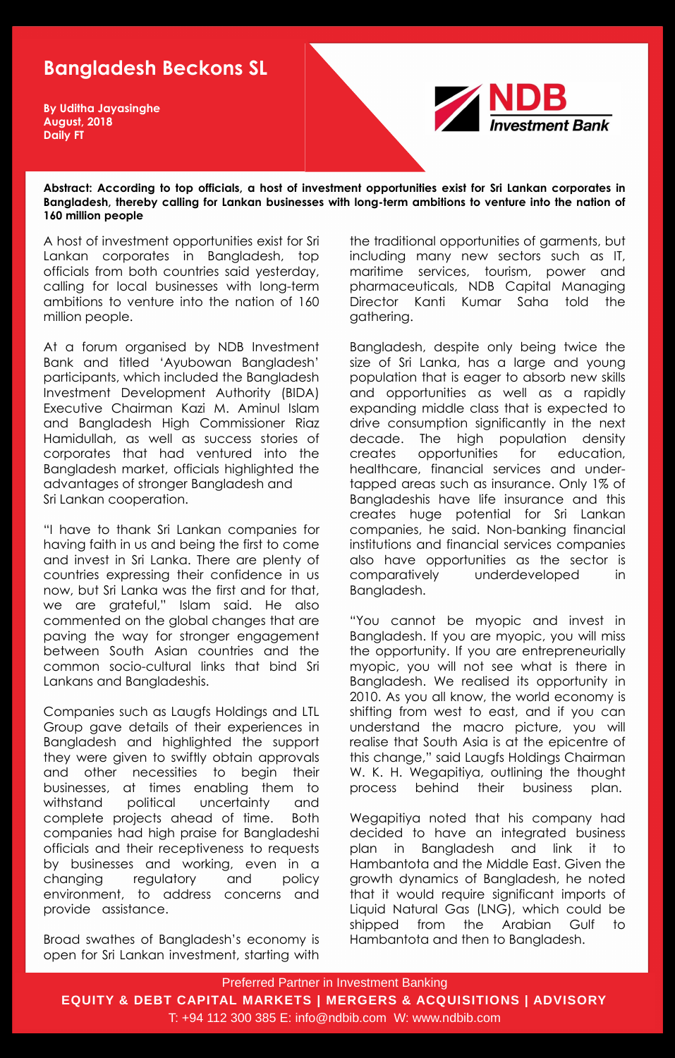# Bangladesh Beckons SL

**By Uditha Jayasinghe**
**August, 2018**
**Daily FT**

NDB Investment Bank

**Abstract: According to top officials, a host of investment opportunities exist for Sri Lankan corporates in Bangladesh, thereby calling for Lankan businesses with long-term ambitions to venture into the nation of 160 million people**

A host of investment opportunities exist for Sri Lankan corporates in Bangladesh, top officials from both countries said yesterday, calling for local businesses with long-term ambitions to venture into the nation of 160 million people.

At a forum organised by NDB Investment Bank and titled 'Ayubowan Bangladesh' participants, which included the Bangladesh Investment Development Authority (BIDA) Executive Chairman Kazi M. Aminul Islam and Bangladesh High Commissioner Riaz Hamidullah, as well as success stories of corporates that had ventured into the Bangladesh market, officials highlighted the advantages of stronger Bangladesh and Sri Lankan cooperation.

"I have to thank Sri Lankan companies for having faith in us and being the first to come and invest in Sri Lanka. There are plenty of countries expressing their confidence in us now, but Sri Lanka was the first and for that, we are grateful," Islam said. He also commented on the global changes that are paving the way for stronger engagement between South Asian countries and the common socio-cultural links that bind Sri Lankans and Bangladeshis.

Companies such as Laugfs Holdings and LTL Group gave details of their experiences in Bangladesh and highlighted the support they were given to swiftly obtain approvals and other necessities to begin their businesses, at times enabling them to withstand political uncertainty and complete projects ahead of time. Both companies had high praise for Bangladeshi officials and their receptiveness to requests by businesses and working, even in a changing regulatory and policy environment, to address concerns and provide assistance.

Broad swathes of Bangladesh's economy is open for Sri Lankan investment, starting with the traditional opportunities of garments, but including many new sectors such as IT, maritime services, tourism, power and pharmaceuticals, NDB Capital Managing Director Kanti Kumar Saha told the gathering.

Bangladesh, despite only being twice the size of Sri Lanka, has a large and young population that is eager to absorb new skills and opportunities as well as a rapidly expanding middle class that is expected to drive consumption significantly in the next decade. The high population density creates opportunities for education, healthcare, financial services and under-tapped areas such as insurance. Only 1% of Bangladeshis have life insurance and this creates huge potential for Sri Lankan companies, he said. Non-banking financial institutions and financial services companies also have opportunities as the sector is comparatively underdeveloped in Bangladesh.

"You cannot be myopic and invest in Bangladesh. If you are myopic, you will miss the opportunity. If you are entrepreneurially myopic, you will not see what is there in Bangladesh. We realised its opportunity in 2010. As you all know, the world economy is shifting from west to east, and if you can understand the macro picture, you will realise that South Asia is at the epicentre of this change," said Laugfs Holdings Chairman W. K. H. Wegapitiya, outlining the thought process behind their business plan.

Wegapitiya noted that his company had decided to have an integrated business plan in Bangladesh and link it to Hambantota and the Middle East. Given the growth dynamics of Bangladesh, he noted that it would require significant imports of Liquid Natural Gas (LNG), which could be shipped from the Arabian Gulf to Hambantota and then to Bangladesh.

Preferred Partner in Investment Banking
**EQUITY & DEBT CAPITAL MARKETS | MERGERS & ACQUISITIONS | ADVISORY**
T: +94 112 300 385 E: info@ndbib.com W: www.ndbib.com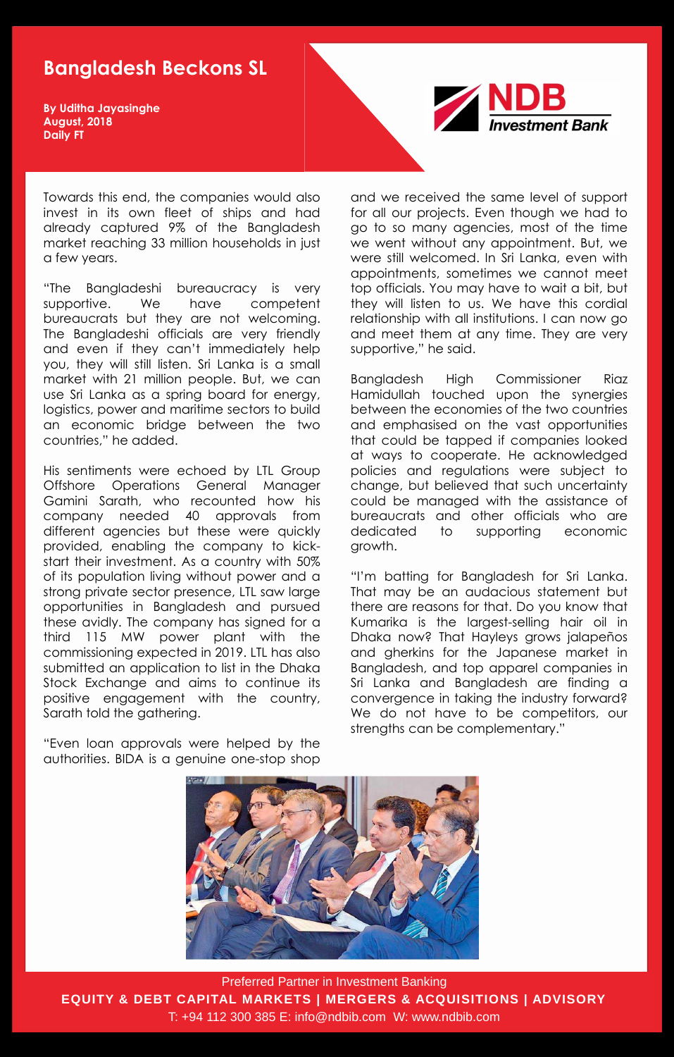# Bangladesh Beckons SL

**By Uditha Jayasinghe**
**August, 2018**
**Daily FT**

Towards this end, the companies would also invest in its own fleet of ships and had already captured 9% of the Bangladesh market reaching 33 million households in just a few years.

"The Bangladeshi bureaucracy is very supportive. We have competent bureaucrats but they are not welcoming. The Bangladeshi officials are very friendly and even if they can't immediately help you, they will still listen. Sri Lanka is a small market with 21 million people. But, we can use Sri Lanka as a spring board for energy, logistics, power and maritime sectors to build an economic bridge between the two countries," he added.

His sentiments were echoed by LTL Group Offshore Operations General Manager Gamini Sarath, who recounted how his company needed 40 approvals from different agencies but these were quickly provided, enabling the company to kick-start their investment. As a country with 50% of its population living without power and a strong private sector presence, LTL saw large opportunities in Bangladesh and pursued these avidly. The company has signed for a third 115 MW power plant with the commissioning expected in 2019. LTL has also submitted an application to list in the Dhaka Stock Exchange and aims to continue its positive engagement with the country, Sarath told the gathering.

"Even loan approvals were helped by the authorities. BIDA is a genuine one-stop shop and we received the same level of support for all our projects. Even though we had to go to so many agencies, most of the time we went without any appointment. But, we were still welcomed. In Sri Lanka, even with appointments, sometimes we cannot meet top officials. You may have to wait a bit, but they will listen to us. We have this cordial relationship with all institutions. I can now go and meet them at any time. They are very supportive," he said.

Bangladesh High Commissioner Riaz Hamidullah touched upon the synergies between the economies of the two countries and emphasised on the vast opportunities that could be tapped if companies looked at ways to cooperate. He acknowledged policies and regulations were subject to change, but believed that such uncertainty could be managed with the assistance of bureaucrats and other officials who are dedicated to supporting economic growth.

"I'm batting for Bangladesh for Sri Lanka. That may be an audacious statement but there are reasons for that. Do you know that Kumarika is the largest-selling hair oil in Dhaka now? That Hayleys grows jalapeños and gherkins for the Japanese market in Bangladesh, and top apparel companies in Sri Lanka and Bangladesh are finding a convergence in taking the industry forward? We do not have to be competitors, our strengths can be complementary."

Preferred Partner in Investment Banking
**EQUITY & DEBT CAPITAL MARKETS | MERGERS & ACQUISITIONS | ADVISORY**
T: +94 112 300 385 E: info@ndbib.com W: www.ndbib.com